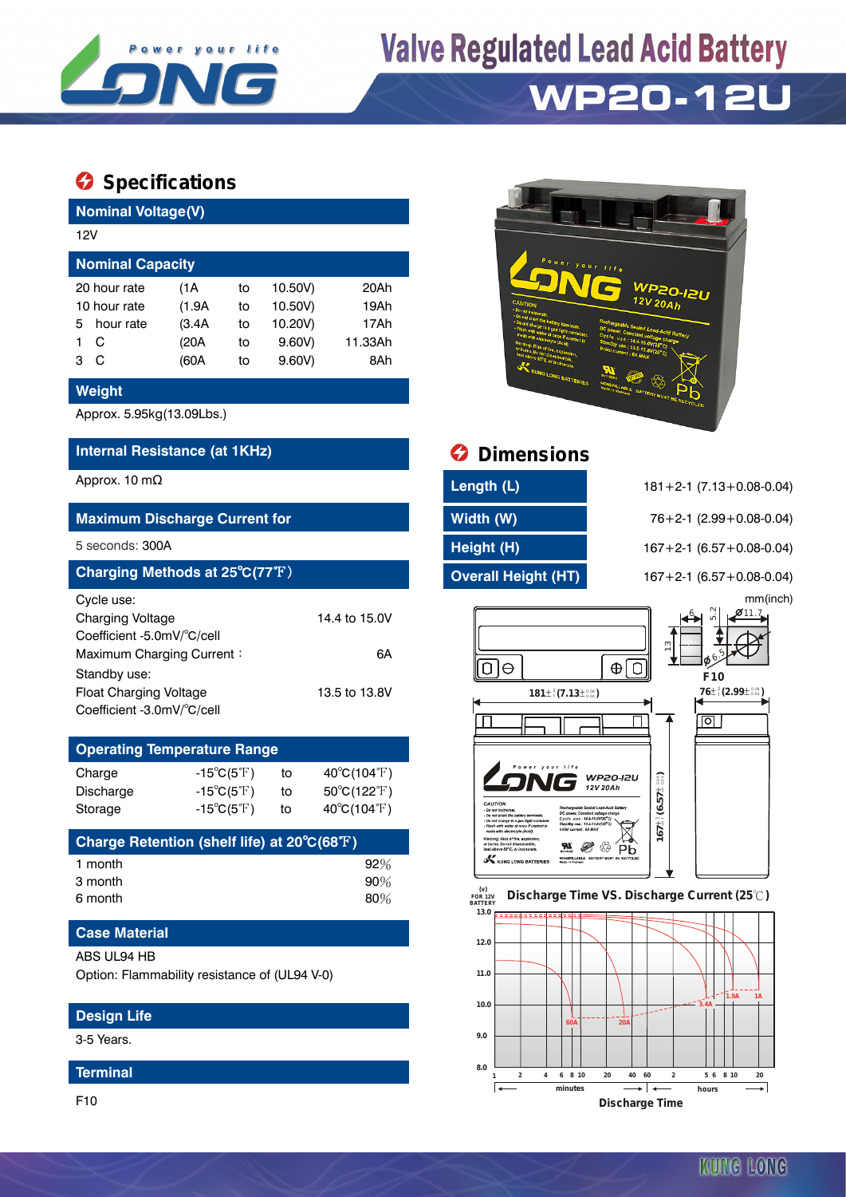# Valve Regulated Lead Acid Battery

## WP20-12U

## Specifications

### Nominal Voltage(V)

12V

### Nominal Capacity

| | | | | |
|---|---|---|---|---|
| 20 hour rate | (1A | to | 10.50V) | 20Ah |
| 10 hour rate | (1.9A | to | 10.50V) | 19Ah |
| 5 hour rate | (3.4A | to | 10.20V) | 17Ah |
| 1 C | (20A | to | 9.60V) | 11.33Ah |
| 3 C | (60A | to | 9.60V) | 8Ah |

### Weight

Approx. 5.95kg(13.09Lbs.)

### Internal Resistance (at 1KHz)

Approx. 10 mΩ

### Maximum Discharge Current for

5 seconds: 300A

### Charging Methods at 25℃(77℉)

Cycle use:

| | |
|---|---|
| Charging Voltage | 14.4 to 15.0V |
| Coefficient -5.0mV/℃/cell | |
| Maximum Charging Current： | 6A |

Standby use:

| | |
|---|---|
| Float Charging Voltage | 13.5 to 13.8V |
| Coefficient -3.0mV/℃/cell | |

### Operating Temperature Range

| | | | |
|---|---|---|---|
| Charge | -15℃(5℉) | to | 40℃(104℉) |
| Discharge | -15℃(5℉) | to | 50℃(122℉) |
| Storage | -15℃(5℉) | to | 40℃(104℉) |

### Charge Retention (shelf life) at 20℃(68℉)

| | |
|---|---|
| 1 month | 92% |
| 3 month | 90% |
| 6 month | 80% |

### Case Material

ABS UL94 HB

Option: Flammability resistance of (UL94 V-0)

### Design Life

3-5 Years.

### Terminal

F10

## Dimensions

| | |
|---|---|
| Length (L) | 181+2-1 (7.13+0.08-0.04) |
| Width (W) | 76+2-1 (2.99+0.08-0.04) |
| Height (H) | 167+2-1 (6.57+0.08-0.04) |
| Overall Height (HT) | 167+2-1 (6.57+0.08-0.04) |

mm(inch)

Discharge Time VS. Discharge Current (25℃)

Discharge Time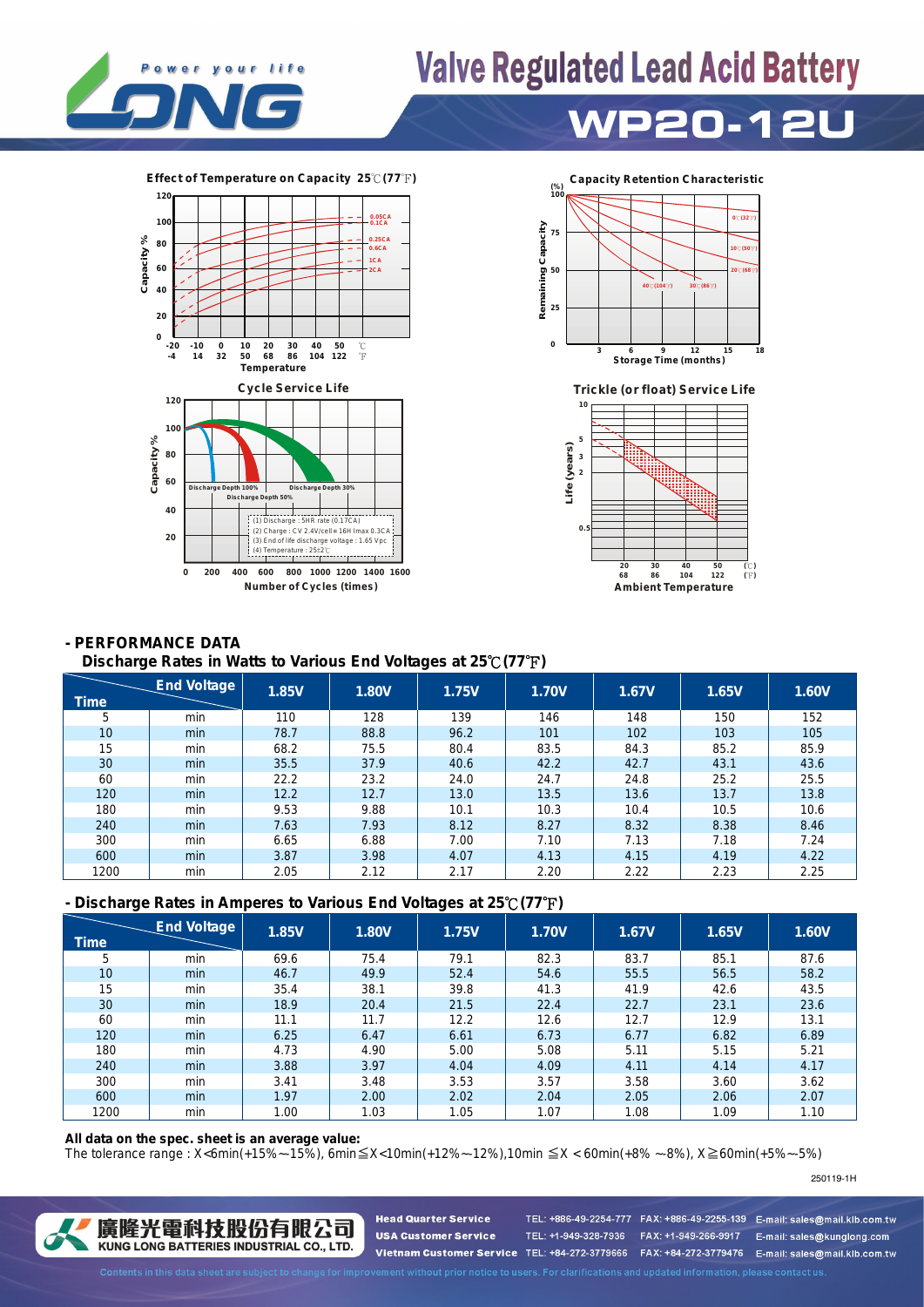# Valve Regulated Lead Acid Battery

# WP20-12U

Power your life

LONG

Effect of Temperature on Capacity 25℃(77℉)

120
100
80
60
40
20
0

Capacity %

0.05CA
0.1CA
0.25CA
0.6CA
1CA
2CA

-20 -10 0 10 20 30 40 50 ℃
-4 14 32 50 68 86 104 122 ℉

Temperature

Capacity Retention Characteristic

(%)
100
75
50
25
0

Remaining Capacity

0℃(32℉)
10℃(50℉)
20℃(68℉)
30℃(86℉)
40℃(104℉)

3 6 9 12 15 18

Storage Time (months)

Cycle Service Life

120
100
80
60
40
20

Capacity %

Discharge Depth 100%
Discharge Depth 30%
Discharge Depth 50%

(1) Discharge : 5HR rate (0.17CA)
(2) Charge : CV 2.4V/cell≒16H Imax 0.3CA
(3) End of life discharge voltage : 1.65 Vpc
(4) Temperature : 25±2℃

0 200 400 600 800 1000 1200 1400 1600

Number of Cycles (times)

Trickle (or float) Service Life

10
5
3
2
0.5

Life (years)

20 30 40 50 (℃)
68 86 104 122 (℉)

Ambient Temperature

## - PERFORMANCE DATA

### Discharge Rates in Watts to Various End Voltages at 25℃(77℉)

| Time | End Voltage | 1.85V | 1.80V | 1.75V | 1.70V | 1.67V | 1.65V | 1.60V |
|---|---|---|---|---|---|---|---|---|
| 5 | min | 110 | 128 | 139 | 146 | 148 | 150 | 152 |
| 10 | min | 78.7 | 88.8 | 96.2 | 101 | 102 | 103 | 105 |
| 15 | min | 68.2 | 75.5 | 80.4 | 83.5 | 84.3 | 85.2 | 85.9 |
| 30 | min | 35.5 | 37.9 | 40.6 | 42.2 | 42.7 | 43.1 | 43.6 |
| 60 | min | 22.2 | 23.2 | 24.0 | 24.7 | 24.8 | 25.2 | 25.5 |
| 120 | min | 12.2 | 12.7 | 13.0 | 13.5 | 13.6 | 13.7 | 13.8 |
| 180 | min | 9.53 | 9.88 | 10.1 | 10.3 | 10.4 | 10.5 | 10.6 |
| 240 | min | 7.63 | 7.93 | 8.12 | 8.27 | 8.32 | 8.38 | 8.46 |
| 300 | min | 6.65 | 6.88 | 7.00 | 7.10 | 7.13 | 7.18 | 7.24 |
| 600 | min | 3.87 | 3.98 | 4.07 | 4.13 | 4.15 | 4.19 | 4.22 |
| 1200 | min | 2.05 | 2.12 | 2.17 | 2.20 | 2.22 | 2.23 | 2.25 |

### - Discharge Rates in Amperes to Various End Voltages at 25℃(77℉)

| Time | End Voltage | 1.85V | 1.80V | 1.75V | 1.70V | 1.67V | 1.65V | 1.60V |
|---|---|---|---|---|---|---|---|---|
| 5 | min | 69.6 | 75.4 | 79.1 | 82.3 | 83.7 | 85.1 | 87.6 |
| 10 | min | 46.7 | 49.9 | 52.4 | 54.6 | 55.5 | 56.5 | 58.2 |
| 15 | min | 35.4 | 38.1 | 39.8 | 41.3 | 41.9 | 42.6 | 43.5 |
| 30 | min | 18.9 | 20.4 | 21.5 | 22.4 | 22.7 | 23.1 | 23.6 |
| 60 | min | 11.1 | 11.7 | 12.2 | 12.6 | 12.7 | 12.9 | 13.1 |
| 120 | min | 6.25 | 6.47 | 6.61 | 6.73 | 6.77 | 6.82 | 6.89 |
| 180 | min | 4.73 | 4.90 | 5.00 | 5.08 | 5.11 | 5.15 | 5.21 |
| 240 | min | 3.88 | 3.97 | 4.04 | 4.09 | 4.11 | 4.14 | 4.17 |
| 300 | min | 3.41 | 3.48 | 3.53 | 3.57 | 3.58 | 3.60 | 3.62 |
| 600 | min | 1.97 | 2.00 | 2.02 | 2.04 | 2.05 | 2.06 | 2.07 |
| 1200 | min | 1.00 | 1.03 | 1.05 | 1.07 | 1.08 | 1.09 | 1.10 |

**All data on the spec. sheet is an average value:**

The tolerance range : X<6min(+15%~15%), 6min≦X<10min(+12%~12%),10min ≦X < 60min(+8% ~8%), X≧60min(+5%~5%)

250119-1H

廣隆光電科技股份有限公司
KUNG LONG BATTERIES INDUSTRIAL CO., LTD.

| | | | |
|---|---|---|---|
| Head Quarter Service | TEL: +886-49-2254-777 | FAX: +886-49-2255-139 | E-mail: sales@mail.klb.com.tw |
| USA Customer Service | TEL: +1-949-328-7936 | FAX: +1-949-266-9917 | E-mail: sales@kunglong.com |
| Vietnam Customer Service | TEL: +84-272-3779666 | FAX: +84-272-3779476 | E-mail: sales@mail.klb.com.tw |

Contents in this data sheet are subject to change for improvement without prior notice to users. For clarifications and updated information, please contact us.